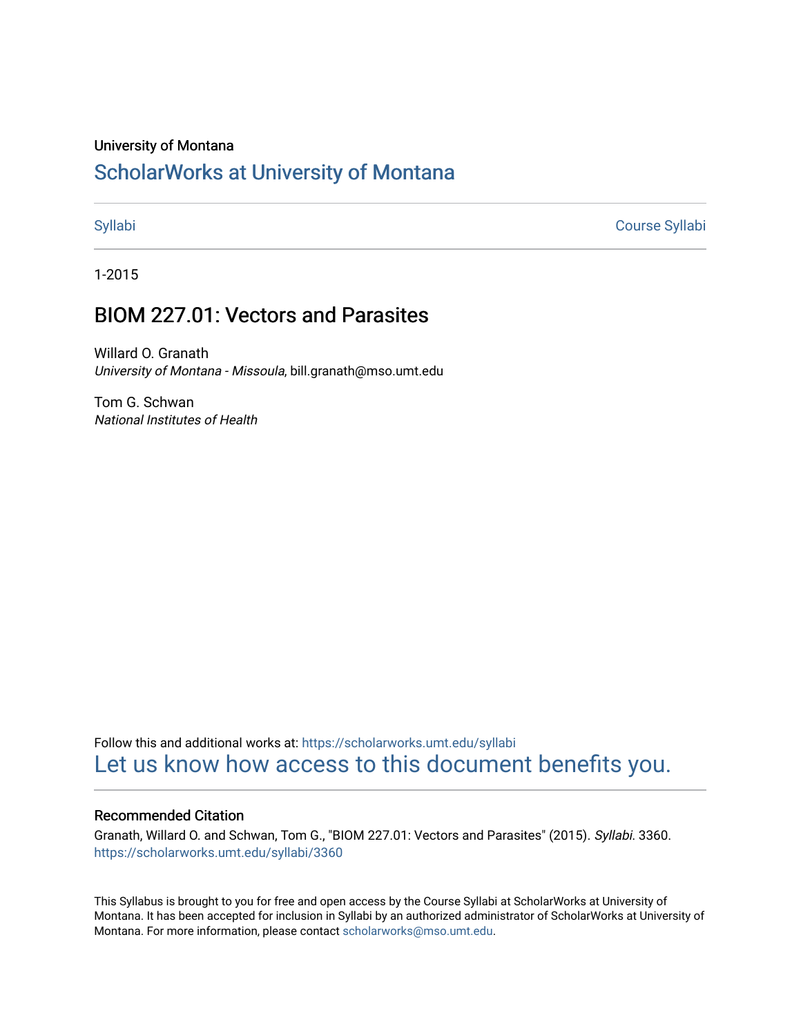University of Montana

# ScholarWorks at University of Montana

Syllabi | Course Syllabi

1-2015

## BIOM 227.01: Vectors and Parasites

Willard O. Granath
*University of Montana - Missoula*, bill.granath@mso.umt.edu

Tom G. Schwan
*National Institutes of Health*

Follow this and additional works at: https://scholarworks.umt.edu/syllabi
Let us know how access to this document benefits you.

### Recommended Citation

Granath, Willard O. and Schwan, Tom G., "BIOM 227.01: Vectors and Parasites" (2015). *Syllabi*. 3360.
https://scholarworks.umt.edu/syllabi/3360

This Syllabus is brought to you for free and open access by the Course Syllabi at ScholarWorks at University of Montana. It has been accepted for inclusion in Syllabi by an authorized administrator of ScholarWorks at University of Montana. For more information, please contact scholarworks@mso.umt.edu.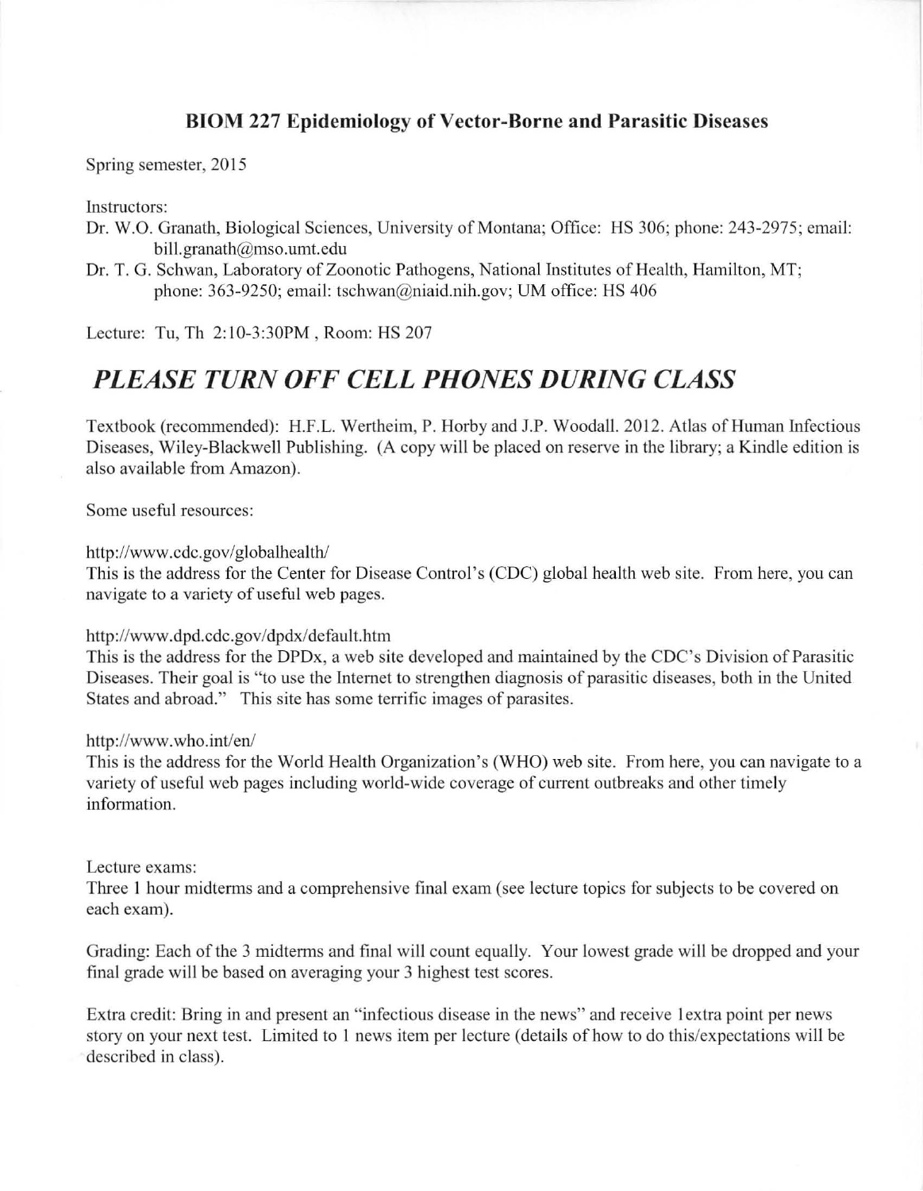## BIOM 227 Epidemiology of Vector-Borne and Parasitic Diseases

Spring semester, 2015

Instructors:

Dr. W.O. Granath, Biological Sciences, University of Montana; Office: HS 306; phone: 243-2975; email: bill.granath@mso.umt.edu

Dr. T. G. Schwan, Laboratory of Zoonotic Pathogens, National Institutes of Health, Hamilton, MT; phone: 363-9250; email: tschwan@niaid.nih.gov; UM office: HS 406

Lecture: Tu, Th 2:10-3:30PM , Room: HS 207

# *PLEASE TURN OFF CELL PHONES DURING CLASS*

Textbook (recommended): H.F.L. Wertheim, P. Horby and J.P. Woodall. 2012. Atlas of Human Infectious Diseases, Wiley-Blackwell Publishing. (A copy will be placed on reserve in the library; a Kindle edition is also available from Amazon).

Some useful resources:

http://www.cdc.gov/globalhealth/

This is the address for the Center for Disease Control's (CDC) global health web site. From here, you can navigate to a variety of useful web pages.

http://www.dpd.cdc.gov/dpdx/default.htm

This is the address for the DPDx, a web site developed and maintained by the CDC's Division of Parasitic Diseases. Their goal is "to use the Internet to strengthen diagnosis of parasitic diseases, both in the United States and abroad." This site has some terrific images of parasites.

http://www.who.int/en/

This is the address for the World Health Organization's (WHO) web site. From here, you can navigate to a variety of useful web pages including world-wide coverage of current outbreaks and other timely information.

Lecture exams:

Three 1 hour midterms and a comprehensive final exam (see lecture topics for subjects to be covered on each exam).

Grading: Each of the 3 midterms and final will count equally. Your lowest grade will be dropped and your final grade will be based on averaging your 3 highest test scores.

Extra credit: Bring in and present an "infectious disease in the news" and receive 1extra point per news story on your next test. Limited to 1 news item per lecture (details of how to do this/expectations will be described in class).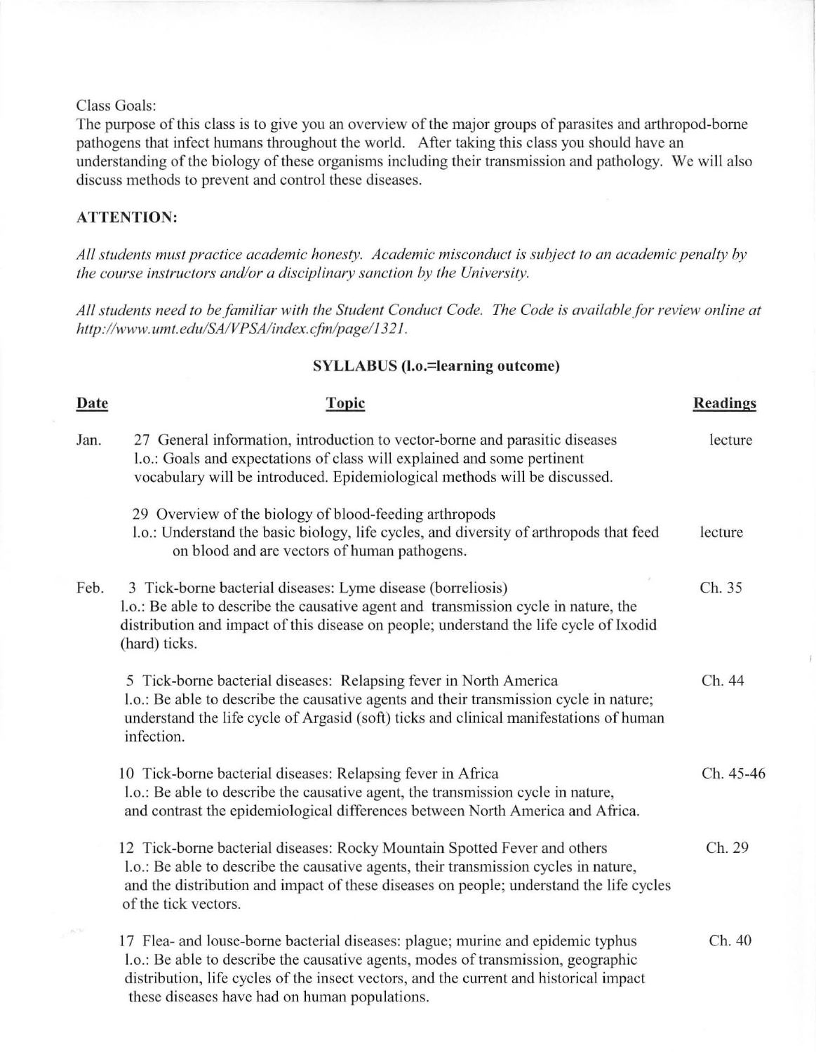Class Goals:
The purpose of this class is to give you an overview of the major groups of parasites and arthropod-borne pathogens that infect humans throughout the world. After taking this class you should have an understanding of the biology of these organisms including their transmission and pathology. We will also discuss methods to prevent and control these diseases.

**ATTENTION:**

*All students must practice academic honesty. Academic misconduct is subject to an academic penalty by the course instructors and/or a disciplinary sanction by the University.*

*All students need to be familiar with the Student Conduct Code. The Code is available for review online at http://www.umt.edu/SA/VPSA/index.cfm/page/1321.*

**SYLLABUS (l.o.=learning outcome)**

| Date | Topic | Readings |
|---|---|---|
| Jan. | 27 General information, introduction to vector-borne and parasitic diseases<br>l.o.: Goals and expectations of class will explained and some pertinent vocabulary will be introduced. Epidemiological methods will be discussed. | lecture |
| | 29 Overview of the biology of blood-feeding arthropods<br>l.o.: Understand the basic biology, life cycles, and diversity of arthropods that feed on blood and are vectors of human pathogens. | lecture |
| Feb. | 3 Tick-borne bacterial diseases: Lyme disease (borreliosis)<br>l.o.: Be able to describe the causative agent and transmission cycle in nature, the distribution and impact of this disease on people; understand the life cycle of Ixodid (hard) ticks. | Ch. 35 |
| | 5 Tick-borne bacterial diseases: Relapsing fever in North America<br>l.o.: Be able to describe the causative agents and their transmission cycle in nature; understand the life cycle of Argasid (soft) ticks and clinical manifestations of human infection. | Ch. 44 |
| | 10 Tick-borne bacterial diseases: Relapsing fever in Africa<br>l.o.: Be able to describe the causative agent, the transmission cycle in nature, and contrast the epidemiological differences between North America and Africa. | Ch. 45-46 |
| | 12 Tick-borne bacterial diseases: Rocky Mountain Spotted Fever and others<br>l.o.: Be able to describe the causative agents, their transmission cycles in nature, and the distribution and impact of these diseases on people; understand the life cycles of the tick vectors. | Ch. 29 |
| | 17 Flea- and louse-borne bacterial diseases: plague; murine and epidemic typhus<br>l.o.: Be able to describe the causative agents, modes of transmission, geographic distribution, life cycles of the insect vectors, and the current and historical impact these diseases have had on human populations. | Ch. 40 |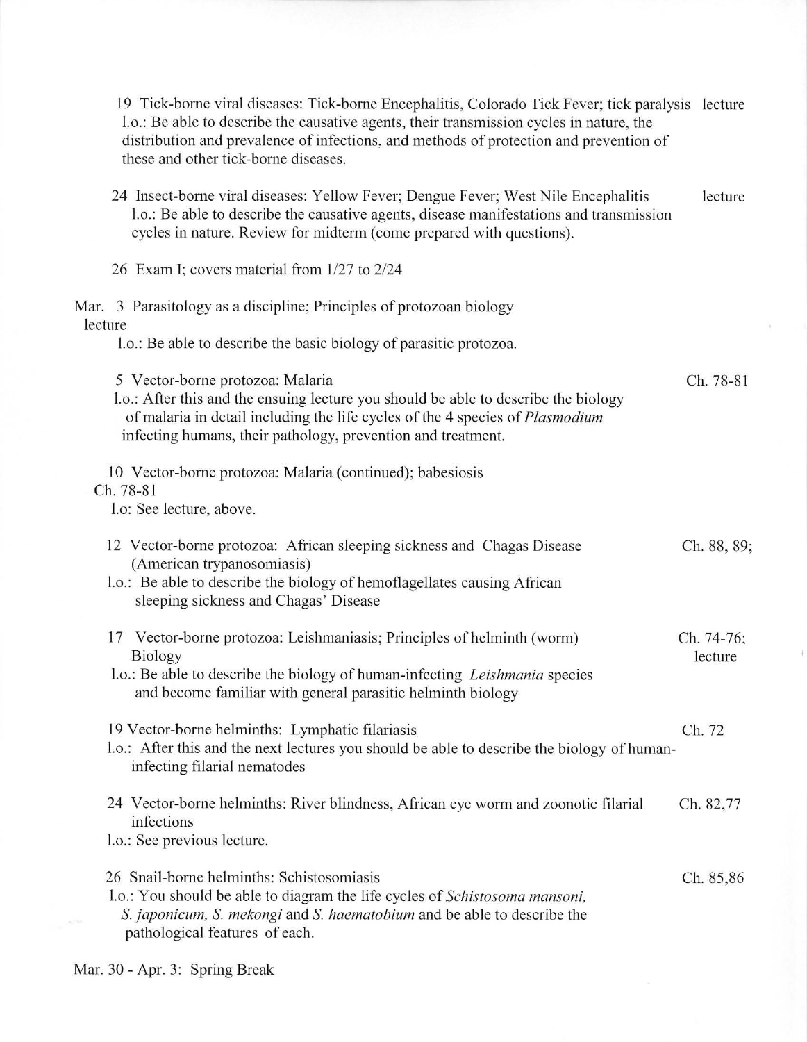19 Tick-borne viral diseases: Tick-borne Encephalitis, Colorado Tick Fever; tick paralysis lecture
l.o.: Be able to describe the causative agents, their transmission cycles in nature, the distribution and prevalence of infections, and methods of protection and prevention of these and other tick-borne diseases.

24 Insect-borne viral diseases: Yellow Fever; Dengue Fever; West Nile Encephalitis lecture
l.o.: Be able to describe the causative agents, disease manifestations and transmission cycles in nature. Review for midterm (come prepared with questions).

26 Exam I; covers material from 1/27 to 2/24

Mar. 3 Parasitology as a discipline; Principles of protozoan biology
lecture
l.o.: Be able to describe the basic biology of parasitic protozoa.

5 Vector-borne protozoa: Malaria Ch. 78-81
l.o.: After this and the ensuing lecture you should be able to describe the biology of malaria in detail including the life cycles of the 4 species of *Plasmodium* infecting humans, their pathology, prevention and treatment.

10 Vector-borne protozoa: Malaria (continued); babesiosis
Ch. 78-81
l.o: See lecture, above.

12 Vector-borne protozoa: African sleeping sickness and Chagas Disease (American trypanosomiasis) Ch. 88, 89;
l.o.: Be able to describe the biology of hemoflagellates causing African sleeping sickness and Chagas' Disease

17 Vector-borne protozoa: Leishmaniasis; Principles of helminth (worm) Biology Ch. 74-76; lecture
l.o.: Be able to describe the biology of human-infecting *Leishmania* species and become familiar with general parasitic helminth biology

19 Vector-borne helminths: Lymphatic filariasis Ch. 72
l.o.: After this and the next lectures you should be able to describe the biology of human-infecting filarial nematodes

24 Vector-borne helminths: River blindness, African eye worm and zoonotic filarial infections Ch. 82,77
l.o.: See previous lecture.

26 Snail-borne helminths: Schistosomiasis Ch. 85,86
l.o.: You should be able to diagram the life cycles of *Schistosoma mansoni, S. japonicum, S. mekongi* and *S. haematobium* and be able to describe the pathological features of each.

Mar. 30 - Apr. 3: Spring Break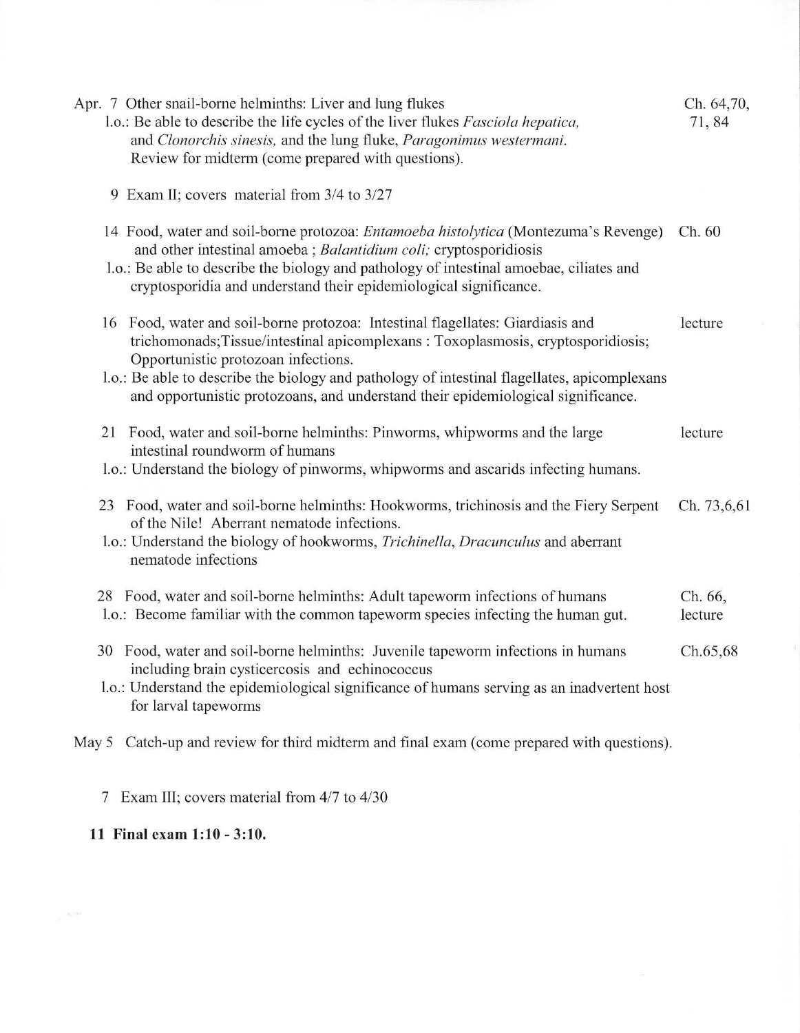Apr. 7 Other snail-borne helminths: Liver and lung flukes — Ch. 64,70, 71, 84

l.o.: Be able to describe the life cycles of the liver flukes *Fasciola hepatica,* and *Clonorchis sinesis,* and the lung fluke, *Paragonimus westermani*. Review for midterm (come prepared with questions).

9 Exam II; covers material from 3/4 to 3/27

14 Food, water and soil-borne protozoa: *Entamoeba histolytica* (Montezuma's Revenge) and other intestinal amoeba ; *Balantidium coli;* cryptosporidiosis — Ch. 60

l.o.: Be able to describe the biology and pathology of intestinal amoebae, ciliates and cryptosporidia and understand their epidemiological significance.

16 Food, water and soil-borne protozoa: Intestinal flagellates: Giardiasis and trichomonads;Tissue/intestinal apicomplexans : Toxoplasmosis, cryptosporidiosis; Opportunistic protozoan infections. — lecture

l.o.: Be able to describe the biology and pathology of intestinal flagellates, apicomplexans and opportunistic protozoans, and understand their epidemiological significance.

21 Food, water and soil-borne helminths: Pinworms, whipworms and the large intestinal roundworm of humans — lecture

l.o.: Understand the biology of pinworms, whipworms and ascarids infecting humans.

23 Food, water and soil-borne helminths: Hookworms, trichinosis and the Fiery Serpent of the Nile! Aberrant nematode infections. — Ch. 73,6,61

l.o.: Understand the biology of hookworms, *Trichinella*, *Dracunculus* and aberrant nematode infections

28 Food, water and soil-borne helminths: Adult tapeworm infections of humans — Ch. 66, lecture

l.o.: Become familiar with the common tapeworm species infecting the human gut.

30 Food, water and soil-borne helminths: Juvenile tapeworm infections in humans including brain cysticercosis and echinococcus — Ch.65,68

l.o.: Understand the epidemiological significance of humans serving as an inadvertent host for larval tapeworms

May 5 Catch-up and review for third midterm and final exam (come prepared with questions).

7 Exam III; covers material from 4/7 to 4/30

**11 Final exam 1:10 - 3:10.**